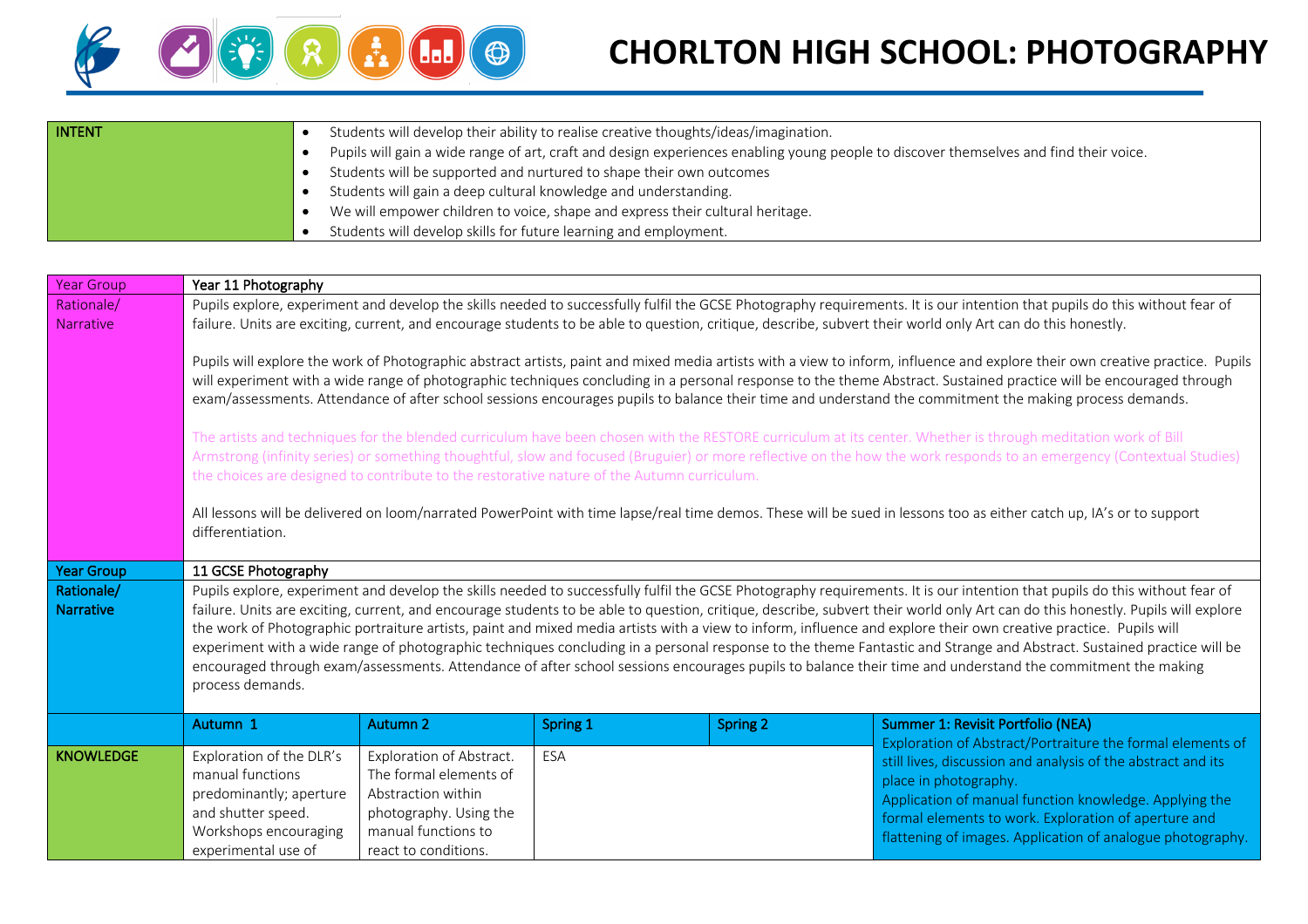# CHORLTON HIGH SCHOOL: PHOTOGRAPHY

| INTENT | |
|---|---|
| | • Students will develop their ability to realise creative thoughts/ideas/imagination.<br>• Pupils will gain a wide range of art, craft and design experiences enabling young people to discover themselves and find their voice.<br>• Students will be supported and nurtured to shape their own outcomes<br>• Students will gain a deep cultural knowledge and understanding.<br>• We will empower children to voice, shape and express their cultural heritage.<br>• Students will develop skills for future learning and employment. |

| Year Group | Year 11 Photography |
|---|---|
| Rationale/ Narrative | Pupils explore, experiment and develop the skills needed to successfully fulfil the GCSE Photography requirements. It is our intention that pupils do this without fear of failure. Units are exciting, current, and encourage students to be able to question, critique, describe, subvert their world only Art can do this honestly.<br><br>Pupils will explore the work of Photographic abstract artists, paint and mixed media artists with a view to inform, influence and explore their own creative practice. Pupils will experiment with a wide range of photographic techniques concluding in a personal response to the theme Abstract. Sustained practice will be encouraged through exam/assessments. Attendance of after school sessions encourages pupils to balance their time and understand the commitment the making process demands.<br><br>The artists and techniques for the blended curriculum have been chosen with the RESTORE curriculum at its center. Whether is through meditation work of Bill Armstrong (infinity series) or something thoughtful, slow and focused (Bruguier) or more reflective on the how the work responds to an emergency (Contextual Studies) the choices are designed to contribute to the restorative nature of the Autumn curriculum.<br><br>All lessons will be delivered on loom/narrated PowerPoint with time lapse/real time demos. These will be sued in lessons too as either catch up, IA's or to support differentiation. |

| Year Group | 11 GCSE Photography | | | | |
|---|---|---|---|---|---|
| Rationale/ Narrative | Pupils explore, experiment and develop the skills needed to successfully fulfil the GCSE Photography requirements. It is our intention that pupils do this without fear of failure. Units are exciting, current, and encourage students to be able to question, critique, describe, subvert their world only Art can do this honestly. Pupils will explore the work of Photographic portraiture artists, paint and mixed media artists with a view to inform, influence and explore their own creative practice. Pupils will experiment with a wide range of photographic techniques concluding in a personal response to the theme Fantastic and Strange and Abstract. Sustained practice will be encouraged through exam/assessments. Attendance of after school sessions encourages pupils to balance their time and understand the commitment the making process demands. | | | | |
| | **Autumn 1** | **Autumn 2** | **Spring 1** | **Spring 2** | **Summer 1: Revisit Portfolio (NEA)** |
| **KNOWLEDGE** | Exploration of the DLR's manual functions predominantly; aperture and shutter speed. Workshops encouraging experimental use of | Exploration of Abstract. The formal elements of Abstraction within photography. Using the manual functions to react to conditions. | ESA | | Exploration of Abstract/Portraiture the formal elements of still lives, discussion and analysis of the abstract and its place in photography.<br>Application of manual function knowledge. Applying the formal elements to work. Exploration of aperture and flattening of images. Application of analogue photography. |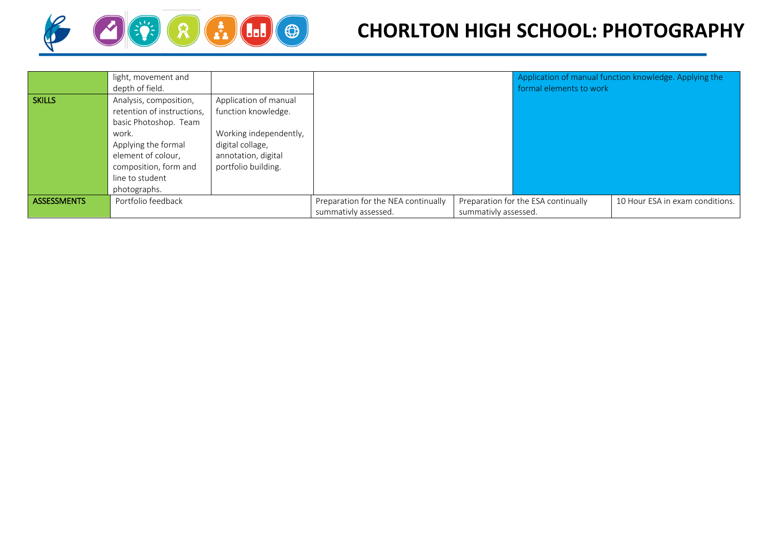# CHORLTON HIGH SCHOOL: PHOTOGRAPHY

| | | | | | |
|---|---|---|---|---|---|
| | light, movement and depth of field. | | | Application of manual function knowledge. Applying the formal elements to work | |
| **SKILLS** | Analysis, composition, retention of instructions, basic Photoshop. Team work. Applying the formal element of colour, composition, form and line to student photographs. | Application of manual function knowledge. Working independently, digital collage, annotation, digital portfolio building. | | | |
| **ASSESSMENTS** | Portfolio feedback | | Preparation for the NEA continually summativly assessed. | Preparation for the ESA continually summativly assessed. | 10 Hour ESA in exam conditions. |